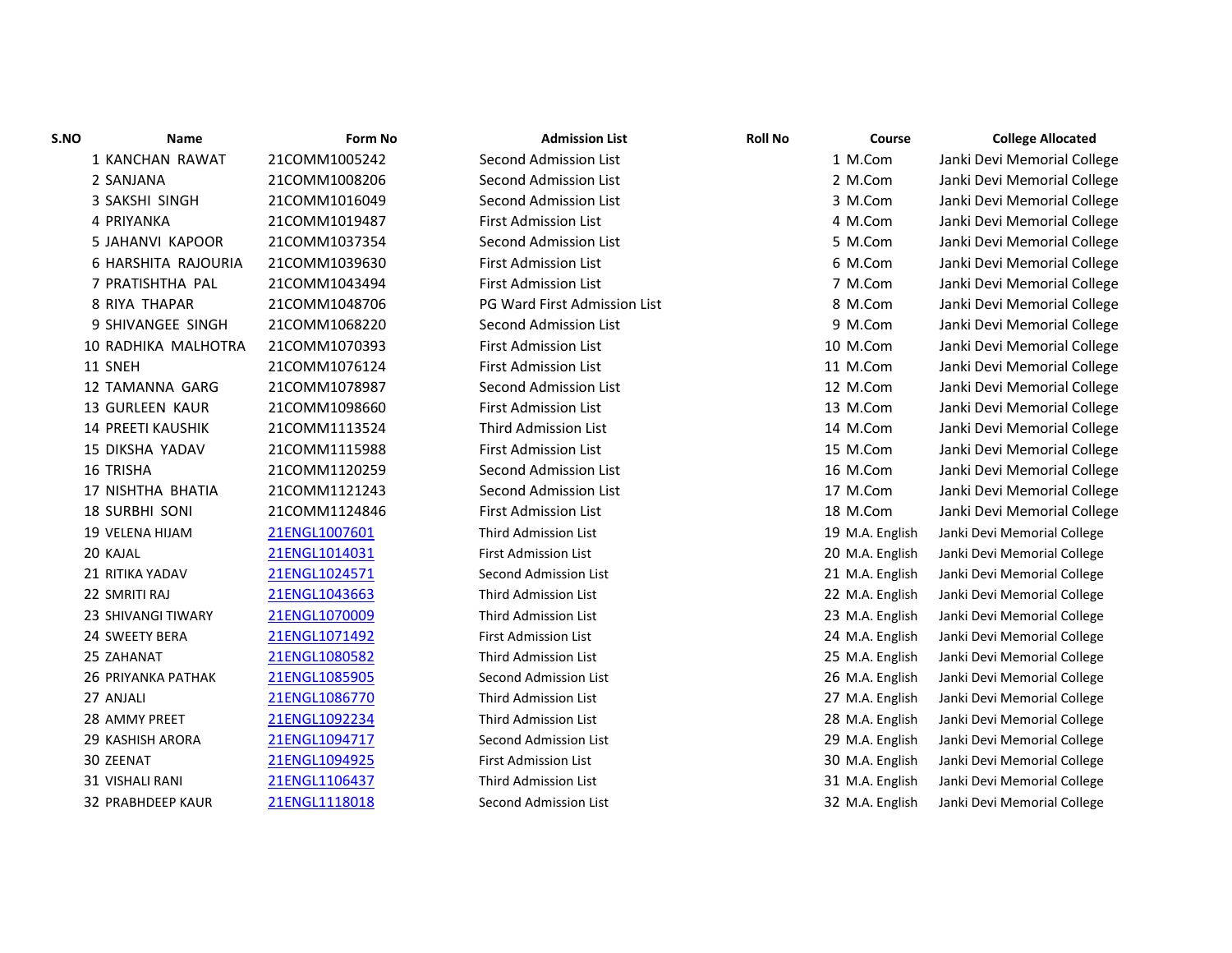| S.NO | Name | Form No | Admission List | Roll No | Course | College Allocated |
|---|---|---|---|---|---|---|
| 1 | KANCHAN RAWAT | 21COMM1005242 | Second Admission List | 1 | M.Com | Janki Devi Memorial College |
| 2 | SANJANA | 21COMM1008206 | Second Admission List | 2 | M.Com | Janki Devi Memorial College |
| 3 | SAKSHI SINGH | 21COMM1016049 | Second Admission List | 3 | M.Com | Janki Devi Memorial College |
| 4 | PRIYANKA | 21COMM1019487 | First Admission List | 4 | M.Com | Janki Devi Memorial College |
| 5 | JAHANVI KAPOOR | 21COMM1037354 | Second Admission List | 5 | M.Com | Janki Devi Memorial College |
| 6 | HARSHITA RAJOURIA | 21COMM1039630 | First Admission List | 6 | M.Com | Janki Devi Memorial College |
| 7 | PRATISHTHA PAL | 21COMM1043494 | First Admission List | 7 | M.Com | Janki Devi Memorial College |
| 8 | RIYA THAPAR | 21COMM1048706 | PG Ward First Admission List | 8 | M.Com | Janki Devi Memorial College |
| 9 | SHIVANGEE SINGH | 21COMM1068220 | Second Admission List | 9 | M.Com | Janki Devi Memorial College |
| 10 | RADHIKA MALHOTRA | 21COMM1070393 | First Admission List | 10 | M.Com | Janki Devi Memorial College |
| 11 | SNEH | 21COMM1076124 | First Admission List | 11 | M.Com | Janki Devi Memorial College |
| 12 | TAMANNA GARG | 21COMM1078987 | Second Admission List | 12 | M.Com | Janki Devi Memorial College |
| 13 | GURLEEN KAUR | 21COMM1098660 | First Admission List | 13 | M.Com | Janki Devi Memorial College |
| 14 | PREETI KAUSHIK | 21COMM1113524 | Third Admission List | 14 | M.Com | Janki Devi Memorial College |
| 15 | DIKSHA YADAV | 21COMM1115988 | First Admission List | 15 | M.Com | Janki Devi Memorial College |
| 16 | TRISHA | 21COMM1120259 | Second Admission List | 16 | M.Com | Janki Devi Memorial College |
| 17 | NISHTHA BHATIA | 21COMM1121243 | Second Admission List | 17 | M.Com | Janki Devi Memorial College |
| 18 | SURBHI SONI | 21COMM1124846 | First Admission List | 18 | M.Com | Janki Devi Memorial College |
| 19 | VELENA HIJAM | 21ENGL1007601 | Third Admission List | 19 | M.A. English | Janki Devi Memorial College |
| 20 | KAJAL | 21ENGL1014031 | First Admission List | 20 | M.A. English | Janki Devi Memorial College |
| 21 | RITIKA YADAV | 21ENGL1024571 | Second Admission List | 21 | M.A. English | Janki Devi Memorial College |
| 22 | SMRITI RAJ | 21ENGL1043663 | Third Admission List | 22 | M.A. English | Janki Devi Memorial College |
| 23 | SHIVANGI TIWARY | 21ENGL1070009 | Third Admission List | 23 | M.A. English | Janki Devi Memorial College |
| 24 | SWEETY BERA | 21ENGL1071492 | First Admission List | 24 | M.A. English | Janki Devi Memorial College |
| 25 | ZAHANAT | 21ENGL1080582 | Third Admission List | 25 | M.A. English | Janki Devi Memorial College |
| 26 | PRIYANKA PATHAK | 21ENGL1085905 | Second Admission List | 26 | M.A. English | Janki Devi Memorial College |
| 27 | ANJALI | 21ENGL1086770 | Third Admission List | 27 | M.A. English | Janki Devi Memorial College |
| 28 | AMMY PREET | 21ENGL1092234 | Third Admission List | 28 | M.A. English | Janki Devi Memorial College |
| 29 | KASHISH ARORA | 21ENGL1094717 | Second Admission List | 29 | M.A. English | Janki Devi Memorial College |
| 30 | ZEENAT | 21ENGL1094925 | First Admission List | 30 | M.A. English | Janki Devi Memorial College |
| 31 | VISHALI RANI | 21ENGL1106437 | Third Admission List | 31 | M.A. English | Janki Devi Memorial College |
| 32 | PRABHDEEP KAUR | 21ENGL1118018 | Second Admission List | 32 | M.A. English | Janki Devi Memorial College |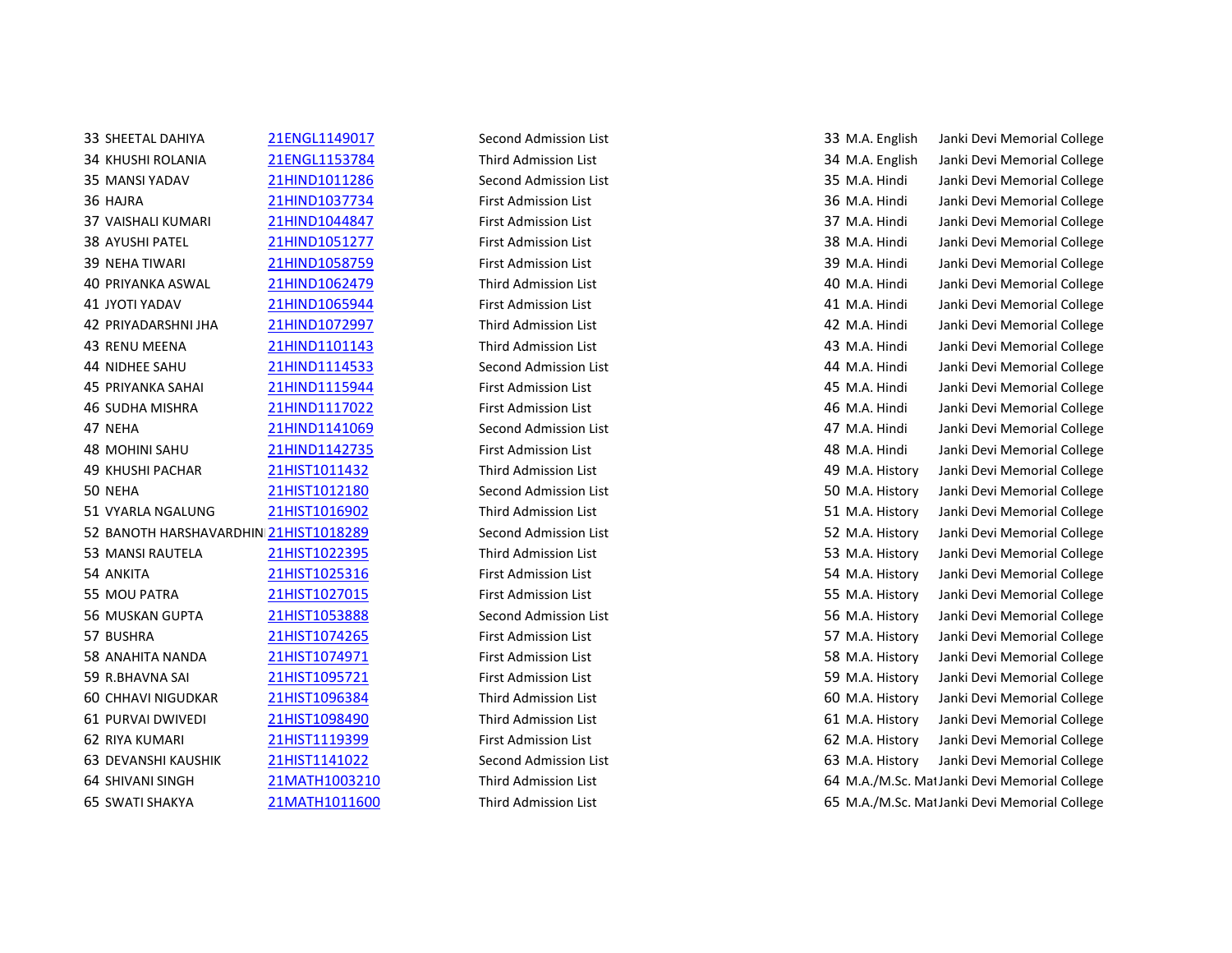| | | | | | |
|---|---|---|---|---|---|
| 33 | SHEETAL DAHIYA | 21ENGL1149017 | Second Admission List | 33 | M.A. English | Janki Devi Memorial College |
| 34 | KHUSHI ROLANIA | 21ENGL1153784 | Third Admission List | 34 | M.A. English | Janki Devi Memorial College |
| 35 | MANSI YADAV | 21HIND1011286 | Second Admission List | 35 | M.A. Hindi | Janki Devi Memorial College |
| 36 | HAJRA | 21HIND1037734 | First Admission List | 36 | M.A. Hindi | Janki Devi Memorial College |
| 37 | VAISHALI KUMARI | 21HIND1044847 | First Admission List | 37 | M.A. Hindi | Janki Devi Memorial College |
| 38 | AYUSHI PATEL | 21HIND1051277 | First Admission List | 38 | M.A. Hindi | Janki Devi Memorial College |
| 39 | NEHA TIWARI | 21HIND1058759 | First Admission List | 39 | M.A. Hindi | Janki Devi Memorial College |
| 40 | PRIYANKA ASWAL | 21HIND1062479 | Third Admission List | 40 | M.A. Hindi | Janki Devi Memorial College |
| 41 | JYOTI YADAV | 21HIND1065944 | First Admission List | 41 | M.A. Hindi | Janki Devi Memorial College |
| 42 | PRIYADARSHNI JHA | 21HIND1072997 | Third Admission List | 42 | M.A. Hindi | Janki Devi Memorial College |
| 43 | RENU MEENA | 21HIND1101143 | Third Admission List | 43 | M.A. Hindi | Janki Devi Memorial College |
| 44 | NIDHEE SAHU | 21HIND1114533 | Second Admission List | 44 | M.A. Hindi | Janki Devi Memorial College |
| 45 | PRIYANKA SAHAI | 21HIND1115944 | First Admission List | 45 | M.A. Hindi | Janki Devi Memorial College |
| 46 | SUDHA MISHRA | 21HIND1117022 | First Admission List | 46 | M.A. Hindi | Janki Devi Memorial College |
| 47 | NEHA | 21HIND1141069 | Second Admission List | 47 | M.A. Hindi | Janki Devi Memorial College |
| 48 | MOHINI SAHU | 21HIND1142735 | First Admission List | 48 | M.A. Hindi | Janki Devi Memorial College |
| 49 | KHUSHI PACHAR | 21HIST1011432 | Third Admission List | 49 | M.A. History | Janki Devi Memorial College |
| 50 | NEHA | 21HIST1012180 | Second Admission List | 50 | M.A. History | Janki Devi Memorial College |
| 51 | VYARLA NGALUNG | 21HIST1016902 | Third Admission List | 51 | M.A. History | Janki Devi Memorial College |
| 52 | BANOTH HARSHAVARDHINI | 21HIST1018289 | Second Admission List | 52 | M.A. History | Janki Devi Memorial College |
| 53 | MANSI RAUTELA | 21HIST1022395 | Third Admission List | 53 | M.A. History | Janki Devi Memorial College |
| 54 | ANKITA | 21HIST1025316 | First Admission List | 54 | M.A. History | Janki Devi Memorial College |
| 55 | MOU PATRA | 21HIST1027015 | First Admission List | 55 | M.A. History | Janki Devi Memorial College |
| 56 | MUSKAN GUPTA | 21HIST1053888 | Second Admission List | 56 | M.A. History | Janki Devi Memorial College |
| 57 | BUSHRA | 21HIST1074265 | First Admission List | 57 | M.A. History | Janki Devi Memorial College |
| 58 | ANAHITA NANDA | 21HIST1074971 | First Admission List | 58 | M.A. History | Janki Devi Memorial College |
| 59 | R.BHAVNA SAI | 21HIST1095721 | First Admission List | 59 | M.A. History | Janki Devi Memorial College |
| 60 | CHHAVI NIGUDKAR | 21HIST1096384 | Third Admission List | 60 | M.A. History | Janki Devi Memorial College |
| 61 | PURVAI DWIVEDI | 21HIST1098490 | Third Admission List | 61 | M.A. History | Janki Devi Memorial College |
| 62 | RIYA KUMARI | 21HIST1119399 | First Admission List | 62 | M.A. History | Janki Devi Memorial College |
| 63 | DEVANSHI KAUSHIK | 21HIST1141022 | Second Admission List | 63 | M.A. History | Janki Devi Memorial College |
| 64 | SHIVANI SINGH | 21MATH1003210 | Third Admission List | 64 | M.A./M.Sc. Mat | Janki Devi Memorial College |
| 65 | SWATI SHAKYA | 21MATH1011600 | Third Admission List | 65 | M.A./M.Sc. Mat | Janki Devi Memorial College |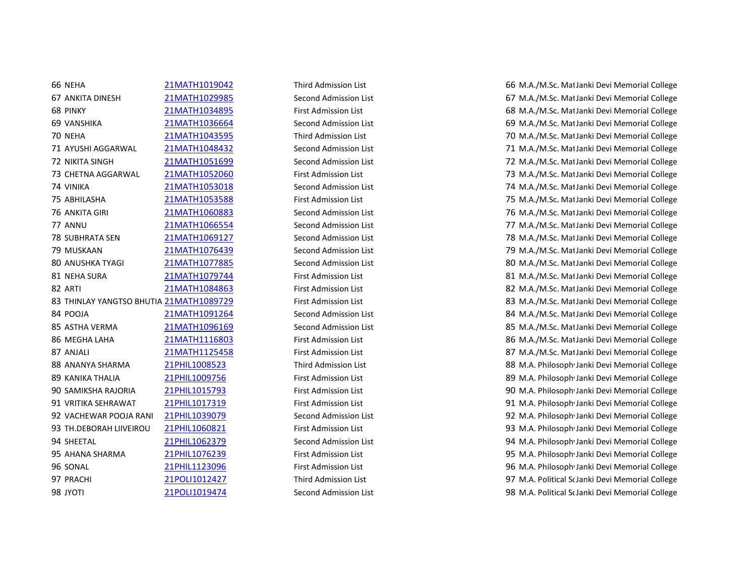| | | | | | |
|---|---|---|---|---|---|
| 66 | NEHA | 21MATH1019042 | Third Admission List | 66 | M.A./M.Sc. Mat Janki Devi Memorial College |
| 67 | ANKITA DINESH | 21MATH1029985 | Second Admission List | 67 | M.A./M.Sc. Mat Janki Devi Memorial College |
| 68 | PINKY | 21MATH1034895 | First Admission List | 68 | M.A./M.Sc. Mat Janki Devi Memorial College |
| 69 | VANSHIKA | 21MATH1036664 | Second Admission List | 69 | M.A./M.Sc. Mat Janki Devi Memorial College |
| 70 | NEHA | 21MATH1043595 | Third Admission List | 70 | M.A./M.Sc. Mat Janki Devi Memorial College |
| 71 | AYUSHI AGGARWAL | 21MATH1048432 | Second Admission List | 71 | M.A./M.Sc. Mat Janki Devi Memorial College |
| 72 | NIKITA SINGH | 21MATH1051699 | Second Admission List | 72 | M.A./M.Sc. Mat Janki Devi Memorial College |
| 73 | CHETNA AGGARWAL | 21MATH1052060 | First Admission List | 73 | M.A./M.Sc. Mat Janki Devi Memorial College |
| 74 | VINIKA | 21MATH1053018 | Second Admission List | 74 | M.A./M.Sc. Mat Janki Devi Memorial College |
| 75 | ABHILASHA | 21MATH1053588 | First Admission List | 75 | M.A./M.Sc. Mat Janki Devi Memorial College |
| 76 | ANKITA GIRI | 21MATH1060883 | Second Admission List | 76 | M.A./M.Sc. Mat Janki Devi Memorial College |
| 77 | ANNU | 21MATH1066554 | Second Admission List | 77 | M.A./M.Sc. Mat Janki Devi Memorial College |
| 78 | SUBHRATA SEN | 21MATH1069127 | Second Admission List | 78 | M.A./M.Sc. Mat Janki Devi Memorial College |
| 79 | MUSKAAN | 21MATH1076439 | Second Admission List | 79 | M.A./M.Sc. Mat Janki Devi Memorial College |
| 80 | ANUSHKA TYAGI | 21MATH1077885 | Second Admission List | 80 | M.A./M.Sc. Mat Janki Devi Memorial College |
| 81 | NEHA SURA | 21MATH1079744 | First Admission List | 81 | M.A./M.Sc. Mat Janki Devi Memorial College |
| 82 | ARTI | 21MATH1084863 | First Admission List | 82 | M.A./M.Sc. Mat Janki Devi Memorial College |
| 83 | THINLAY YANGTSO BHUTIA | 21MATH1089729 | First Admission List | 83 | M.A./M.Sc. Mat Janki Devi Memorial College |
| 84 | POOJA | 21MATH1091264 | Second Admission List | 84 | M.A./M.Sc. Mat Janki Devi Memorial College |
| 85 | ASTHA VERMA | 21MATH1096169 | Second Admission List | 85 | M.A./M.Sc. Mat Janki Devi Memorial College |
| 86 | MEGHA LAHA | 21MATH1116803 | First Admission List | 86 | M.A./M.Sc. Mat Janki Devi Memorial College |
| 87 | ANJALI | 21MATH1125458 | First Admission List | 87 | M.A./M.Sc. Mat Janki Devi Memorial College |
| 88 | ANANYA SHARMA | 21PHIL1008523 | Third Admission List | 88 | M.A. Philosoph Janki Devi Memorial College |
| 89 | KANIKA THALIA | 21PHIL1009756 | First Admission List | 89 | M.A. Philosoph Janki Devi Memorial College |
| 90 | SAMIKSHA RAJORIA | 21PHIL1015793 | First Admission List | 90 | M.A. Philosoph Janki Devi Memorial College |
| 91 | VRITIKA SEHRAWAT | 21PHIL1017319 | First Admission List | 91 | M.A. Philosoph Janki Devi Memorial College |
| 92 | VACHEWAR POOJA RANI | 21PHIL1039079 | Second Admission List | 92 | M.A. Philosoph Janki Devi Memorial College |
| 93 | TH.DEBORAH LIIVEIROU | 21PHIL1060821 | First Admission List | 93 | M.A. Philosoph Janki Devi Memorial College |
| 94 | SHEETAL | 21PHIL1062379 | Second Admission List | 94 | M.A. Philosoph Janki Devi Memorial College |
| 95 | AHANA SHARMA | 21PHIL1076239 | First Admission List | 95 | M.A. Philosoph Janki Devi Memorial College |
| 96 | SONAL | 21PHIL1123096 | First Admission List | 96 | M.A. Philosoph Janki Devi Memorial College |
| 97 | PRACHI | 21POLI1012427 | Third Admission List | 97 | M.A. Political Sc Janki Devi Memorial College |
| 98 | JYOTI | 21POLI1019474 | Second Admission List | 98 | M.A. Political Sc Janki Devi Memorial College |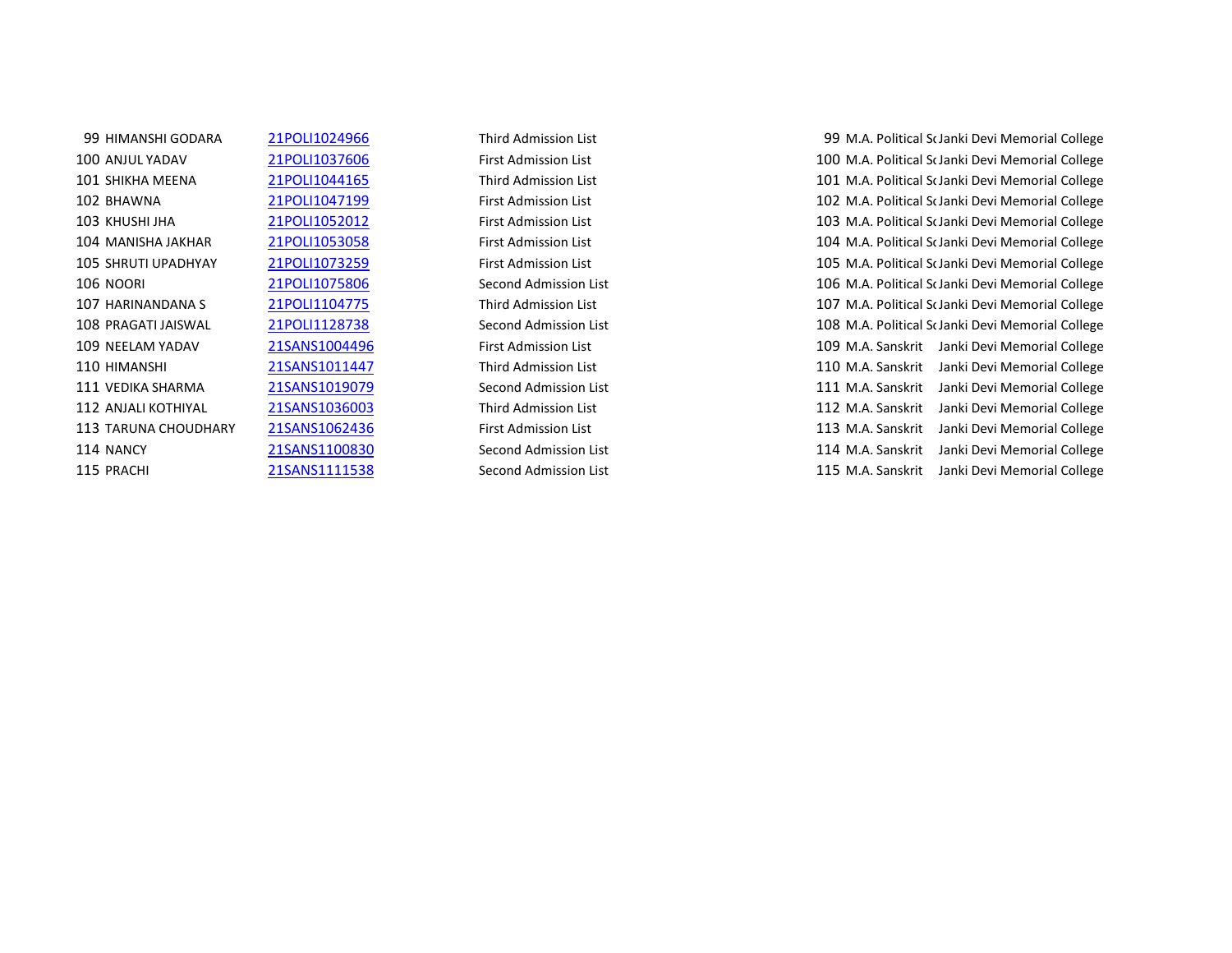| | | | | | | |
|---|---|---|---|---|---|---|
| 99 | HIMANSHI GODARA | 21POLI1024966 | Third Admission List | 99 | M.A. Political Sc | Janki Devi Memorial College |
| 100 | ANJUL YADAV | 21POLI1037606 | First Admission List | 100 | M.A. Political Sc | Janki Devi Memorial College |
| 101 | SHIKHA MEENA | 21POLI1044165 | Third Admission List | 101 | M.A. Political Sc | Janki Devi Memorial College |
| 102 | BHAWNA | 21POLI1047199 | First Admission List | 102 | M.A. Political Sc | Janki Devi Memorial College |
| 103 | KHUSHI JHA | 21POLI1052012 | First Admission List | 103 | M.A. Political Sc | Janki Devi Memorial College |
| 104 | MANISHA JAKHAR | 21POLI1053058 | First Admission List | 104 | M.A. Political Sc | Janki Devi Memorial College |
| 105 | SHRUTI UPADHYAY | 21POLI1073259 | First Admission List | 105 | M.A. Political Sc | Janki Devi Memorial College |
| 106 | NOORI | 21POLI1075806 | Second Admission List | 106 | M.A. Political Sc | Janki Devi Memorial College |
| 107 | HARINANDANA S | 21POLI1104775 | Third Admission List | 107 | M.A. Political Sc | Janki Devi Memorial College |
| 108 | PRAGATI JAISWAL | 21POLI1128738 | Second Admission List | 108 | M.A. Political Sc | Janki Devi Memorial College |
| 109 | NEELAM YADAV | 21SANS1004496 | First Admission List | 109 | M.A. Sanskrit | Janki Devi Memorial College |
| 110 | HIMANSHI | 21SANS1011447 | Third Admission List | 110 | M.A. Sanskrit | Janki Devi Memorial College |
| 111 | VEDIKA SHARMA | 21SANS1019079 | Second Admission List | 111 | M.A. Sanskrit | Janki Devi Memorial College |
| 112 | ANJALI KOTHIYAL | 21SANS1036003 | Third Admission List | 112 | M.A. Sanskrit | Janki Devi Memorial College |
| 113 | TARUNA CHOUDHARY | 21SANS1062436 | First Admission List | 113 | M.A. Sanskrit | Janki Devi Memorial College |
| 114 | NANCY | 21SANS1100830 | Second Admission List | 114 | M.A. Sanskrit | Janki Devi Memorial College |
| 115 | PRACHI | 21SANS1111538 | Second Admission List | 115 | M.A. Sanskrit | Janki Devi Memorial College |